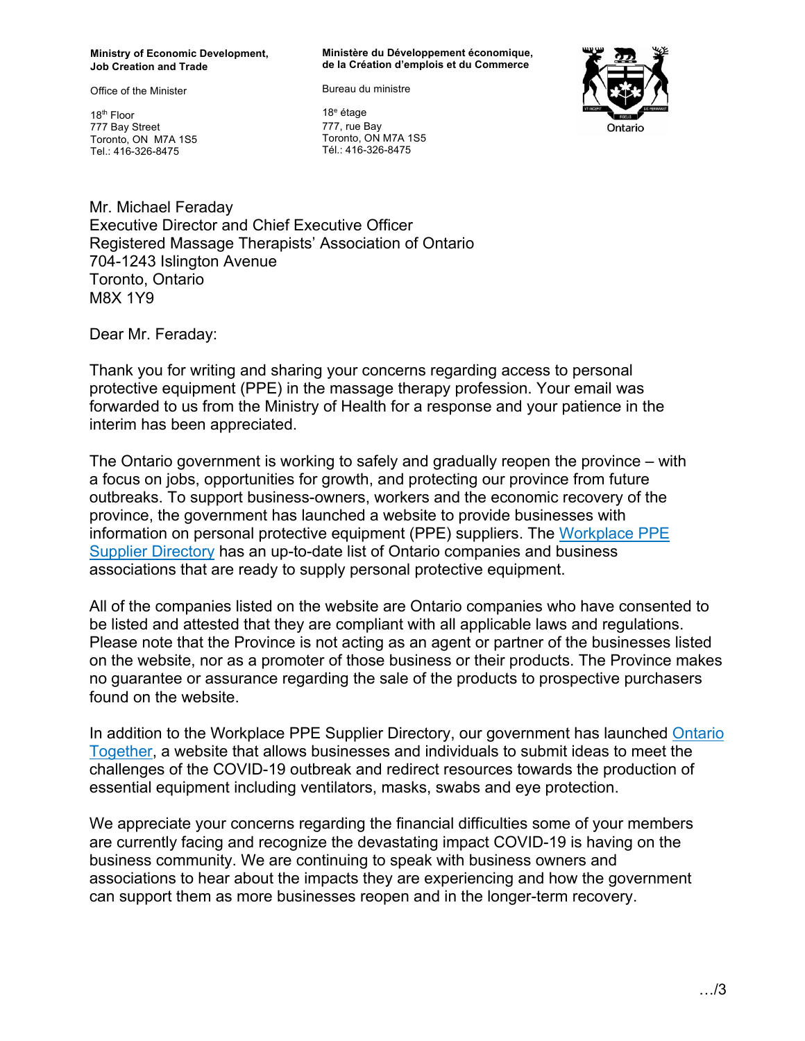**Ministry of Economic Development, Job Creation and Trade**

Office of the Minister

18th Floor
777 Bay Street
Toronto, ON M7A 1S5
Tel.: 416-326-8475

**Ministère du Développement économique, de la Création d'emplois et du Commerce**

Bureau du ministre

18e étage
777, rue Bay
Toronto, ON M7A 1S5
Tél.: 416-326-8475

Ontario

Mr. Michael Feraday
Executive Director and Chief Executive Officer
Registered Massage Therapists' Association of Ontario
704-1243 Islington Avenue
Toronto, Ontario
M8X 1Y9

Dear Mr. Feraday:

Thank you for writing and sharing your concerns regarding access to personal protective equipment (PPE) in the massage therapy profession. Your email was forwarded to us from the Ministry of Health for a response and your patience in the interim has been appreciated.

The Ontario government is working to safely and gradually reopen the province – with a focus on jobs, opportunities for growth, and protecting our province from future outbreaks. To support business-owners, workers and the economic recovery of the province, the government has launched a website to provide businesses with information on personal protective equipment (PPE) suppliers. The Workplace PPE Supplier Directory has an up-to-date list of Ontario companies and business associations that are ready to supply personal protective equipment.

All of the companies listed on the website are Ontario companies who have consented to be listed and attested that they are compliant with all applicable laws and regulations. Please note that the Province is not acting as an agent or partner of the businesses listed on the website, nor as a promoter of those business or their products. The Province makes no guarantee or assurance regarding the sale of the products to prospective purchasers found on the website.

In addition to the Workplace PPE Supplier Directory, our government has launched Ontario Together, a website that allows businesses and individuals to submit ideas to meet the challenges of the COVID-19 outbreak and redirect resources towards the production of essential equipment including ventilators, masks, swabs and eye protection.

We appreciate your concerns regarding the financial difficulties some of your members are currently facing and recognize the devastating impact COVID-19 is having on the business community. We are continuing to speak with business owners and associations to hear about the impacts they are experiencing and how the government can support them as more businesses reopen and in the longer-term recovery.

…/3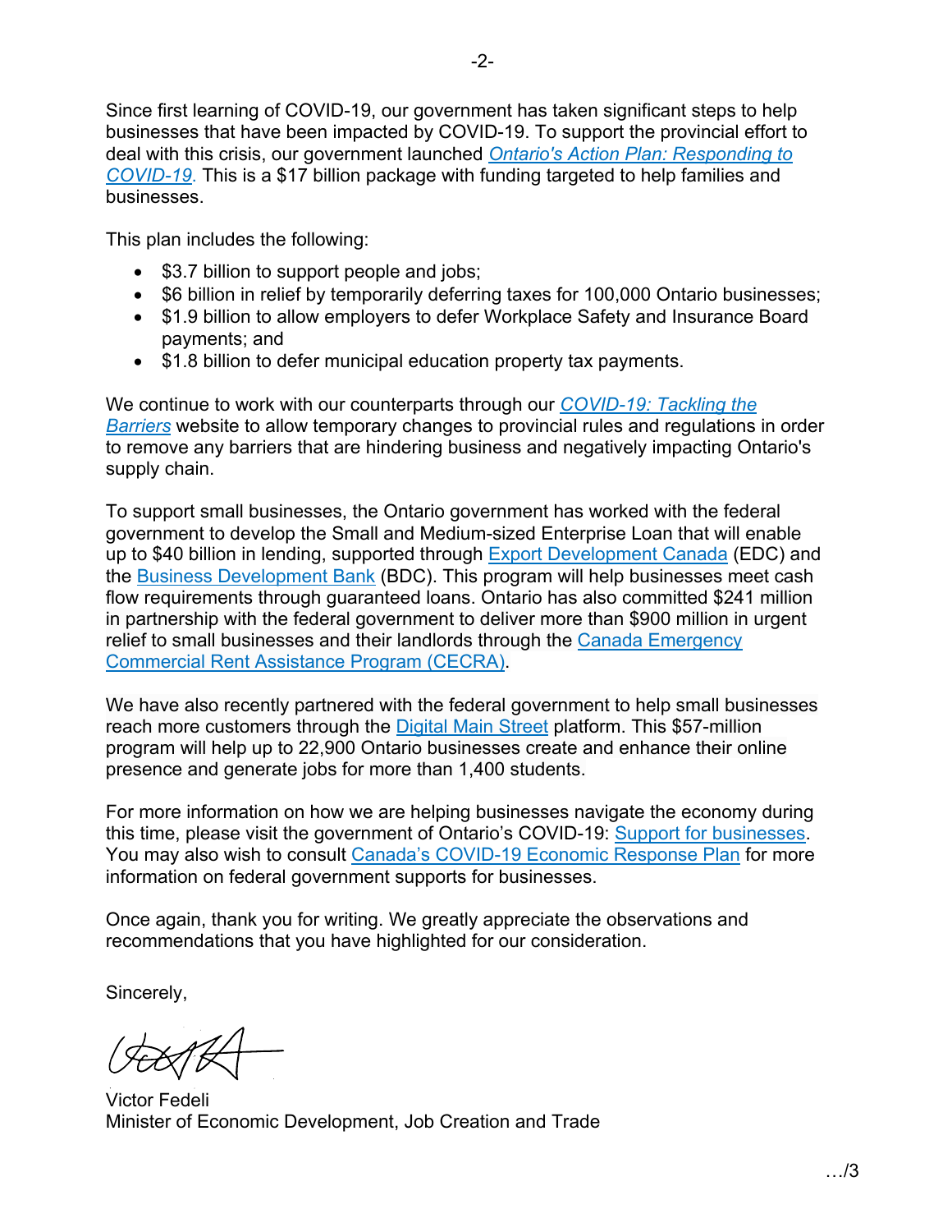Since first learning of COVID-19, our government has taken significant steps to help businesses that have been impacted by COVID-19. To support the provincial effort to deal with this crisis, our government launched *Ontario's Action Plan: Responding to COVID-19*. This is a $17 billion package with funding targeted to help families and businesses.

This plan includes the following:

- $3.7 billion to support people and jobs;
- $6 billion in relief by temporarily deferring taxes for 100,000 Ontario businesses;
- $1.9 billion to allow employers to defer Workplace Safety and Insurance Board payments; and
- $1.8 billion to defer municipal education property tax payments.

We continue to work with our counterparts through our *COVID-19: Tackling the Barriers* website to allow temporary changes to provincial rules and regulations in order to remove any barriers that are hindering business and negatively impacting Ontario's supply chain.

To support small businesses, the Ontario government has worked with the federal government to develop the Small and Medium-sized Enterprise Loan that will enable up to $40 billion in lending, supported through Export Development Canada (EDC) and the Business Development Bank (BDC). This program will help businesses meet cash flow requirements through guaranteed loans. Ontario has also committed $241 million in partnership with the federal government to deliver more than $900 million in urgent relief to small businesses and their landlords through the Canada Emergency Commercial Rent Assistance Program (CECRA).

We have also recently partnered with the federal government to help small businesses reach more customers through the Digital Main Street platform. This $57-million program will help up to 22,900 Ontario businesses create and enhance their online presence and generate jobs for more than 1,400 students.

For more information on how we are helping businesses navigate the economy during this time, please visit the government of Ontario's COVID-19: Support for businesses. You may also wish to consult Canada's COVID-19 Economic Response Plan for more information on federal government supports for businesses.

Once again, thank you for writing. We greatly appreciate the observations and recommendations that you have highlighted for our consideration.

Sincerely,

Victor Fedeli
Minister of Economic Development, Job Creation and Trade

…/3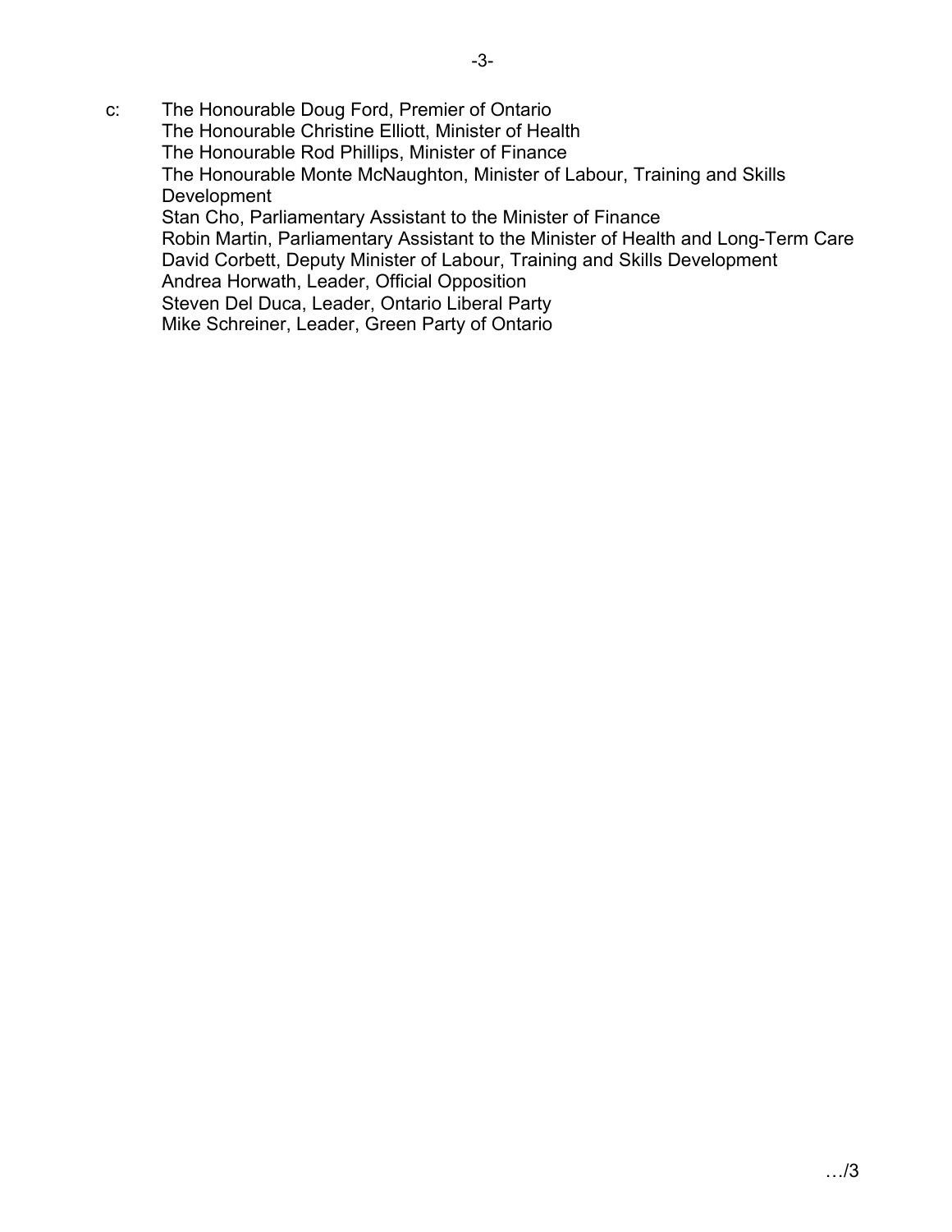c: The Honourable Doug Ford, Premier of Ontario
The Honourable Christine Elliott, Minister of Health
The Honourable Rod Phillips, Minister of Finance
The Honourable Monte McNaughton, Minister of Labour, Training and Skills Development
Stan Cho, Parliamentary Assistant to the Minister of Finance
Robin Martin, Parliamentary Assistant to the Minister of Health and Long-Term Care
David Corbett, Deputy Minister of Labour, Training and Skills Development
Andrea Horwath, Leader, Official Opposition
Steven Del Duca, Leader, Ontario Liberal Party
Mike Schreiner, Leader, Green Party of Ontario